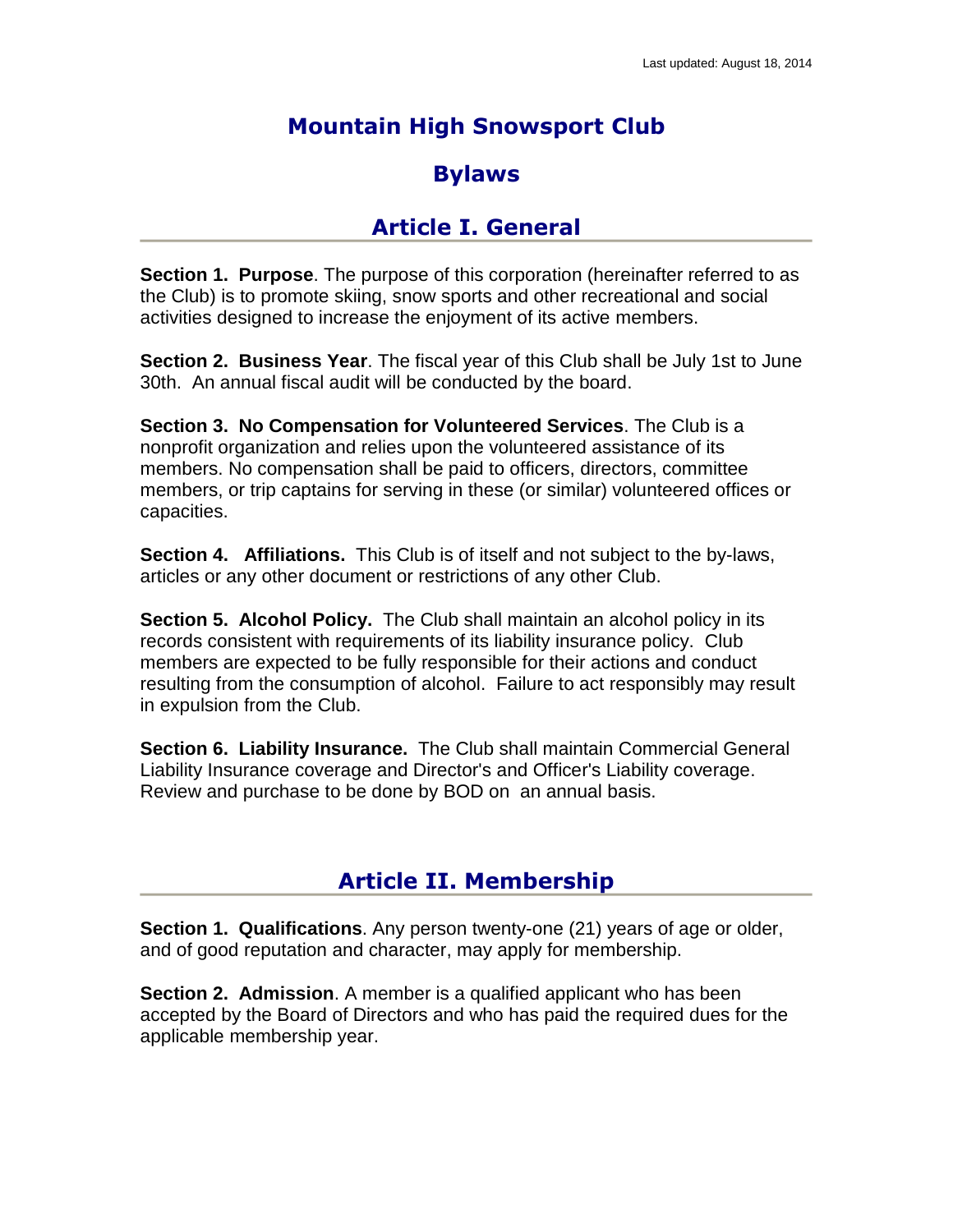Last updated: August 18, 2014

# Mountain High Snowsport Club

# Bylaws

## Article I. General

**Section 1. Purpose**. The purpose of this corporation (hereinafter referred to as the Club) is to promote skiing, snow sports and other recreational and social activities designed to increase the enjoyment of its active members.

**Section 2. Business Year**. The fiscal year of this Club shall be July 1st to June 30th. An annual fiscal audit will be conducted by the board.

**Section 3. No Compensation for Volunteered Services**. The Club is a nonprofit organization and relies upon the volunteered assistance of its members. No compensation shall be paid to officers, directors, committee members, or trip captains for serving in these (or similar) volunteered offices or capacities.

**Section 4. Affiliations.** This Club is of itself and not subject to the by-laws, articles or any other document or restrictions of any other Club.

**Section 5. Alcohol Policy.** The Club shall maintain an alcohol policy in its records consistent with requirements of its liability insurance policy. Club members are expected to be fully responsible for their actions and conduct resulting from the consumption of alcohol. Failure to act responsibly may result in expulsion from the Club.

**Section 6. Liability Insurance.** The Club shall maintain Commercial General Liability Insurance coverage and Director's and Officer's Liability coverage. Review and purchase to be done by BOD on an annual basis.

## Article II. Membership

**Section 1. Qualifications**. Any person twenty-one (21) years of age or older, and of good reputation and character, may apply for membership.

**Section 2. Admission**. A member is a qualified applicant who has been accepted by the Board of Directors and who has paid the required dues for the applicable membership year.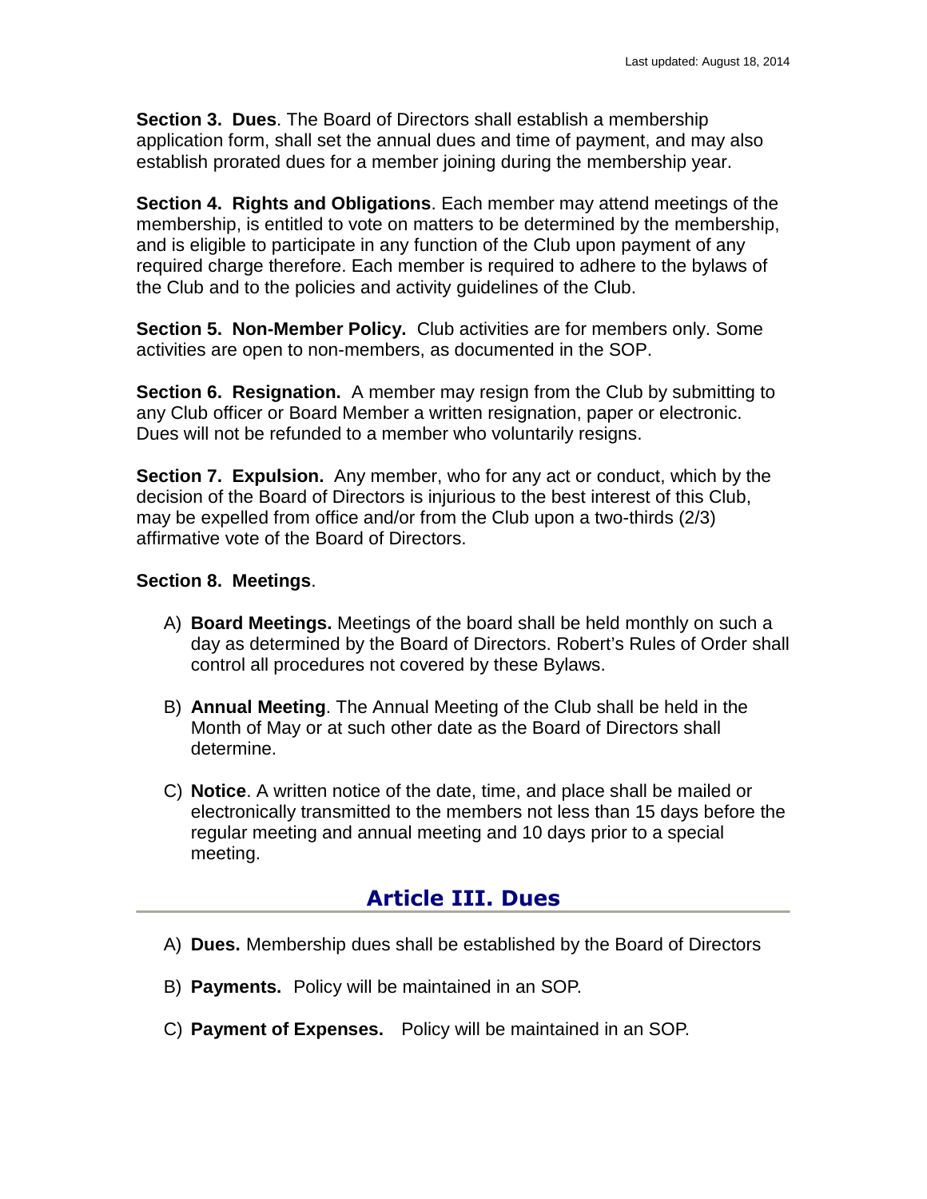**Section 3. Dues**. The Board of Directors shall establish a membership application form, shall set the annual dues and time of payment, and may also establish prorated dues for a member joining during the membership year.

**Section 4. Rights and Obligations**. Each member may attend meetings of the membership, is entitled to vote on matters to be determined by the membership, and is eligible to participate in any function of the Club upon payment of any required charge therefore. Each member is required to adhere to the bylaws of the Club and to the policies and activity guidelines of the Club.

**Section 5. Non-Member Policy.** Club activities are for members only. Some activities are open to non-members, as documented in the SOP.

**Section 6. Resignation.** A member may resign from the Club by submitting to any Club officer or Board Member a written resignation, paper or electronic. Dues will not be refunded to a member who voluntarily resigns.

**Section 7. Expulsion.** Any member, who for any act or conduct, which by the decision of the Board of Directors is injurious to the best interest of this Club, may be expelled from office and/or from the Club upon a two-thirds (2/3) affirmative vote of the Board of Directors.

**Section 8. Meetings**.

A) **Board Meetings.** Meetings of the board shall be held monthly on such a day as determined by the Board of Directors. Robert's Rules of Order shall control all procedures not covered by these Bylaws.

B) **Annual Meeting**. The Annual Meeting of the Club shall be held in the Month of May or at such other date as the Board of Directors shall determine.

C) **Notice**. A written notice of the date, time, and place shall be mailed or electronically transmitted to the members not less than 15 days before the regular meeting and annual meeting and 10 days prior to a special meeting.

## Article III. Dues

A) **Dues.** Membership dues shall be established by the Board of Directors

B) **Payments.** Policy will be maintained in an SOP.

C) **Payment of Expenses.** Policy will be maintained in an SOP.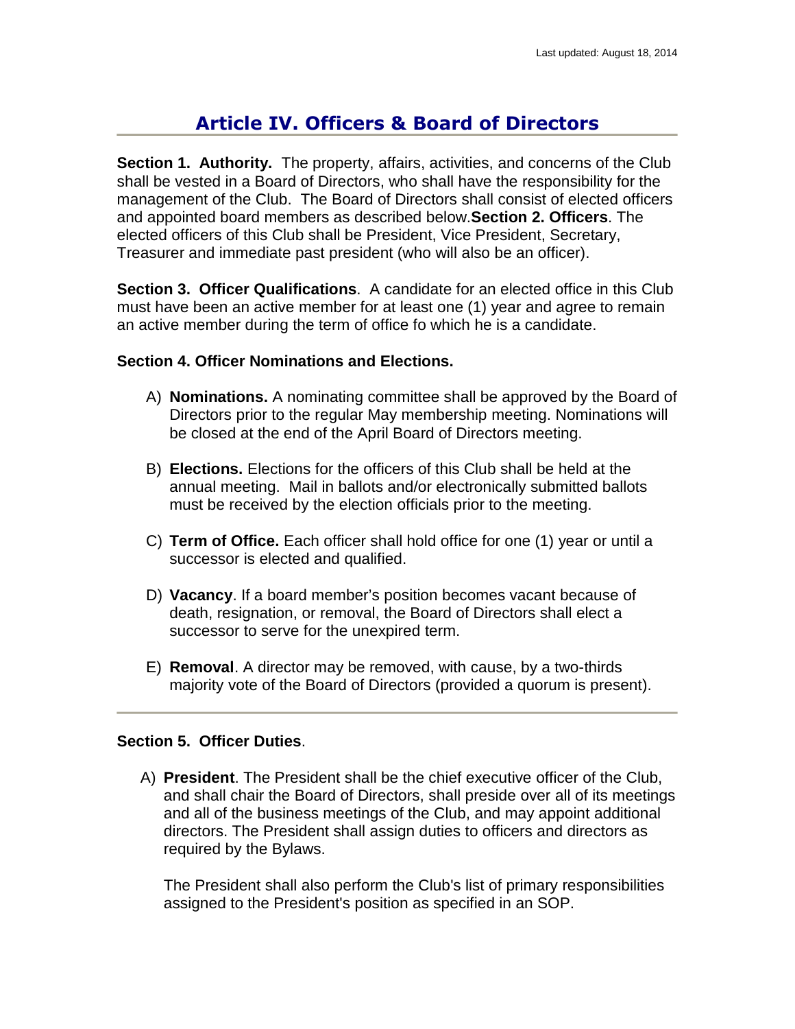Last updated: August 18, 2014

# Article IV. Officers & Board of Directors

---

**Section 1. Authority.** The property, affairs, activities, and concerns of the Club shall be vested in a Board of Directors, who shall have the responsibility for the management of the Club. The Board of Directors shall consist of elected officers and appointed board members as described below.**Section 2. Officers**. The elected officers of this Club shall be President, Vice President, Secretary, Treasurer and immediate past president (who will also be an officer).

**Section 3. Officer Qualifications**. A candidate for an elected office in this Club must have been an active member for at least one (1) year and agree to remain an active member during the term of office fo which he is a candidate.

**Section 4. Officer Nominations and Elections.**

A) **Nominations.** A nominating committee shall be approved by the Board of Directors prior to the regular May membership meeting. Nominations will be closed at the end of the April Board of Directors meeting.

B) **Elections.** Elections for the officers of this Club shall be held at the annual meeting. Mail in ballots and/or electronically submitted ballots must be received by the election officials prior to the meeting.

C) **Term of Office.** Each officer shall hold office for one (1) year or until a successor is elected and qualified.

D) **Vacancy**. If a board member's position becomes vacant because of death, resignation, or removal, the Board of Directors shall elect a successor to serve for the unexpired term.

E) **Removal**. A director may be removed, with cause, by a two-thirds majority vote of the Board of Directors (provided a quorum is present).

---

**Section 5. Officer Duties**.

A) **President**. The President shall be the chief executive officer of the Club, and shall chair the Board of Directors, shall preside over all of its meetings and all of the business meetings of the Club, and may appoint additional directors. The President shall assign duties to officers and directors as required by the Bylaws.

The President shall also perform the Club's list of primary responsibilities assigned to the President's position as specified in an SOP.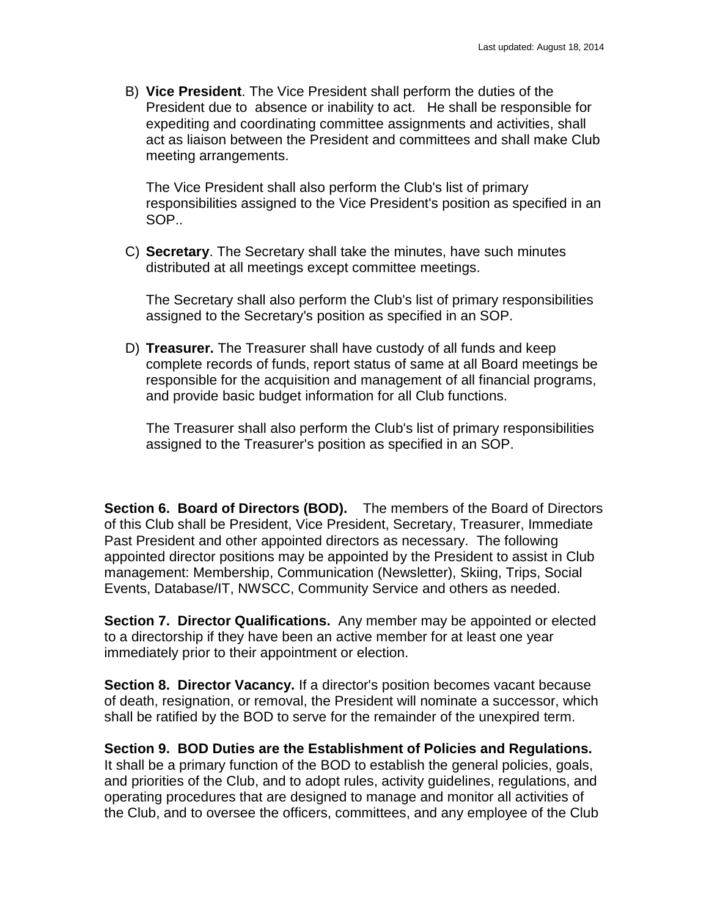B) **Vice President**. The Vice President shall perform the duties of the President due to absence or inability to act. He shall be responsible for expediting and coordinating committee assignments and activities, shall act as liaison between the President and committees and shall make Club meeting arrangements.

   The Vice President shall also perform the Club's list of primary responsibilities assigned to the Vice President's position as specified in an SOP..

C) **Secretary**. The Secretary shall take the minutes, have such minutes distributed at all meetings except committee meetings.

   The Secretary shall also perform the Club's list of primary responsibilities assigned to the Secretary's position as specified in an SOP.

D) **Treasurer.** The Treasurer shall have custody of all funds and keep complete records of funds, report status of same at all Board meetings be responsible for the acquisition and management of all financial programs, and provide basic budget information for all Club functions.

   The Treasurer shall also perform the Club's list of primary responsibilities assigned to the Treasurer's position as specified in an SOP.

**Section 6. Board of Directors (BOD).** The members of the Board of Directors of this Club shall be President, Vice President, Secretary, Treasurer, Immediate Past President and other appointed directors as necessary. The following appointed director positions may be appointed by the President to assist in Club management: Membership, Communication (Newsletter), Skiing, Trips, Social Events, Database/IT, NWSCC, Community Service and others as needed.

**Section 7. Director Qualifications.** Any member may be appointed or elected to a directorship if they have been an active member for at least one year immediately prior to their appointment or election.

**Section 8. Director Vacancy.** If a director's position becomes vacant because of death, resignation, or removal, the President will nominate a successor, which shall be ratified by the BOD to serve for the remainder of the unexpired term.

**Section 9. BOD Duties are the Establishment of Policies and Regulations.** It shall be a primary function of the BOD to establish the general policies, goals, and priorities of the Club, and to adopt rules, activity guidelines, regulations, and operating procedures that are designed to manage and monitor all activities of the Club, and to oversee the officers, committees, and any employee of the Club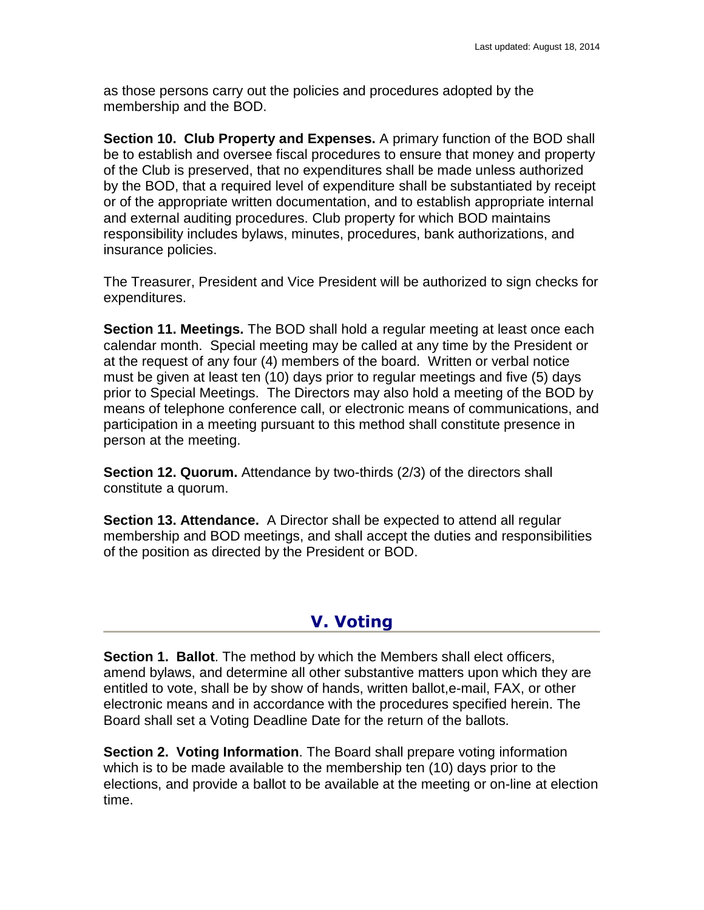as those persons carry out the policies and procedures adopted by the membership and the BOD.

**Section 10. Club Property and Expenses.** A primary function of the BOD shall be to establish and oversee fiscal procedures to ensure that money and property of the Club is preserved, that no expenditures shall be made unless authorized by the BOD, that a required level of expenditure shall be substantiated by receipt or of the appropriate written documentation, and to establish appropriate internal and external auditing procedures. Club property for which BOD maintains responsibility includes bylaws, minutes, procedures, bank authorizations, and insurance policies.

The Treasurer, President and Vice President will be authorized to sign checks for expenditures.

**Section 11. Meetings.** The BOD shall hold a regular meeting at least once each calendar month. Special meeting may be called at any time by the President or at the request of any four (4) members of the board. Written or verbal notice must be given at least ten (10) days prior to regular meetings and five (5) days prior to Special Meetings. The Directors may also hold a meeting of the BOD by means of telephone conference call, or electronic means of communications, and participation in a meeting pursuant to this method shall constitute presence in person at the meeting.

**Section 12. Quorum.** Attendance by two-thirds (2/3) of the directors shall constitute a quorum.

**Section 13. Attendance.** A Director shall be expected to attend all regular membership and BOD meetings, and shall accept the duties and responsibilities of the position as directed by the President or BOD.

## V. Voting

**Section 1. Ballot**. The method by which the Members shall elect officers, amend bylaws, and determine all other substantive matters upon which they are entitled to vote, shall be by show of hands, written ballot,e-mail, FAX, or other electronic means and in accordance with the procedures specified herein. The Board shall set a Voting Deadline Date for the return of the ballots.

**Section 2. Voting Information**. The Board shall prepare voting information which is to be made available to the membership ten (10) days prior to the elections, and provide a ballot to be available at the meeting or on-line at election time.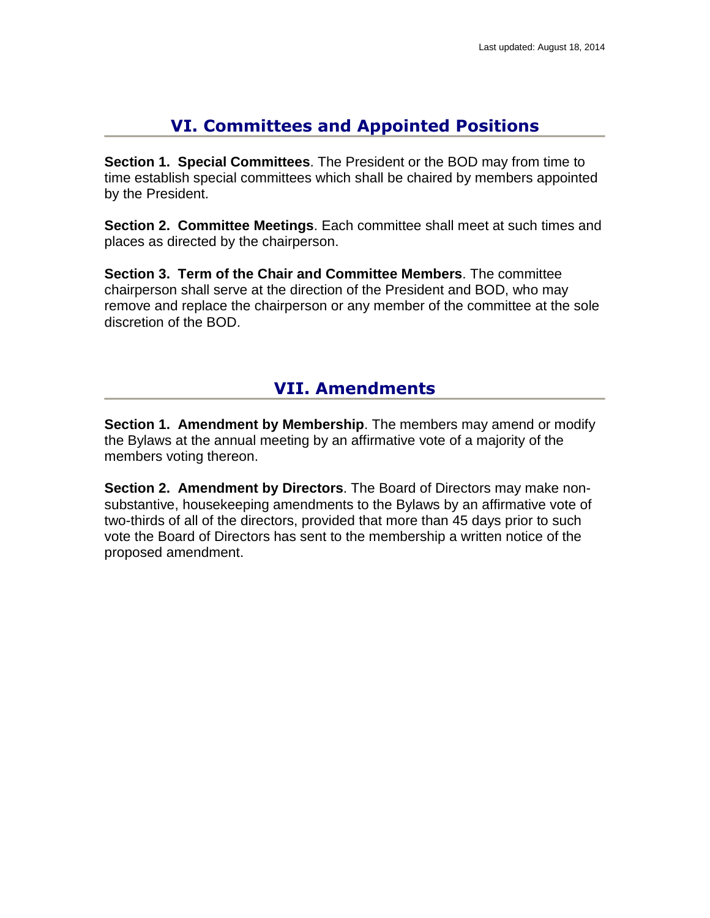## VI. Committees and Appointed Positions

**Section 1. Special Committees**. The President or the BOD may from time to time establish special committees which shall be chaired by members appointed by the President.

**Section 2. Committee Meetings**. Each committee shall meet at such times and places as directed by the chairperson.

**Section 3. Term of the Chair and Committee Members**. The committee chairperson shall serve at the direction of the President and BOD, who may remove and replace the chairperson or any member of the committee at the sole discretion of the BOD.

## VII. Amendments

**Section 1. Amendment by Membership**. The members may amend or modify the Bylaws at the annual meeting by an affirmative vote of a majority of the members voting thereon.

**Section 2. Amendment by Directors**. The Board of Directors may make non-substantive, housekeeping amendments to the Bylaws by an affirmative vote of two-thirds of all of the directors, provided that more than 45 days prior to such vote the Board of Directors has sent to the membership a written notice of the proposed amendment.